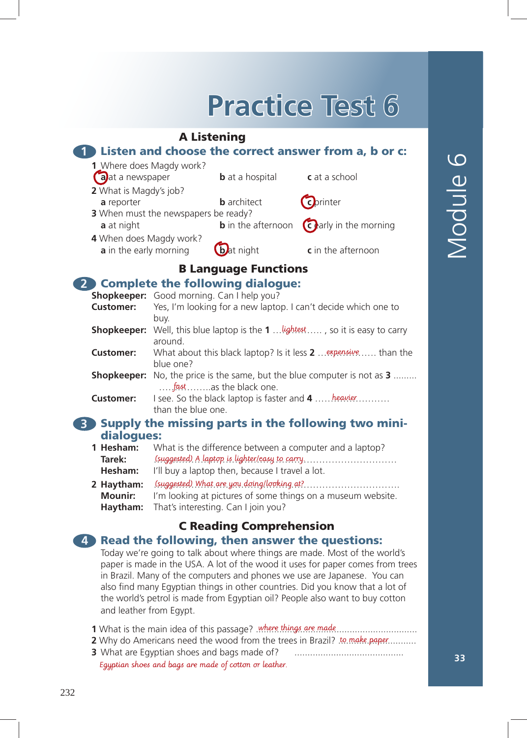# Practice Test 6

## A Listening

### 1 Listen and choose the correct answer from a, b or c:

1 Where does Magdy work?
  (a) at a newspaper  b at a hospital  c at a school

2 What is Magdy's job?
  a reporter  b architect  (c) printer

3 When must the newspapers be ready?
  a at night  b in the afternoon  (c) early in the morning

4 When does Magdy work?
  a in the early morning  (b) at night  c in the afternoon

## B Language Functions

### 2 Complete the following dialogue:

**Shopkeeper:** Good morning. Can I help you?

**Customer:** Yes, I'm looking for a new laptop. I can't decide which one to buy.

**Shopkeeper:** Well, this blue laptop is the **1** ...*lightest*..... , so it is easy to carry around.

**Customer:** What about this black laptop? Is it less **2** ...*expensive*...... than the blue one?

**Shopkeeper:** No, the price is the same, but the blue computer is not as **3** .............*fast*........as the black one.

**Customer:** I see. So the black laptop is faster and **4** .....*heavier*........... than the blue one.

### 3 Supply the missing parts in the following two mini-dialogues:

1 **Hesham:** What is the difference between a computer and a laptop?
  **Tarek:** *(suggested) A laptop is lighter/easy to carry*..............................
  **Hesham:** I'll buy a laptop then, because I travel a lot.

2 **Haytham:** *(suggested) What are you doing/looking at?*..............................
  **Mounir:** I'm looking at pictures of some things on a museum website.
  **Haytham:** That's interesting. Can I join you?

## C Reading Comprehension

### 4 Read the following, then answer the questions:

Today we're going to talk about where things are made. Most of the world's paper is made in the USA. A lot of the wood it uses for paper comes from trees in Brazil. Many of the computers and phones we use are Japanese. You can also find many Egyptian things in other countries. Did you know that a lot of the world's petrol is made from Egyptian oil? People also want to buy cotton and leather from Egypt.

1 What is the main idea of this passage? *where things are made*..............................

2 Why do Americans need the wood from the trees in Brazil? *to make paper*...........

3 What are Egyptian shoes and bags made of? ..........................................
  *Egyptian shoes and bags are made of cotton or leather.*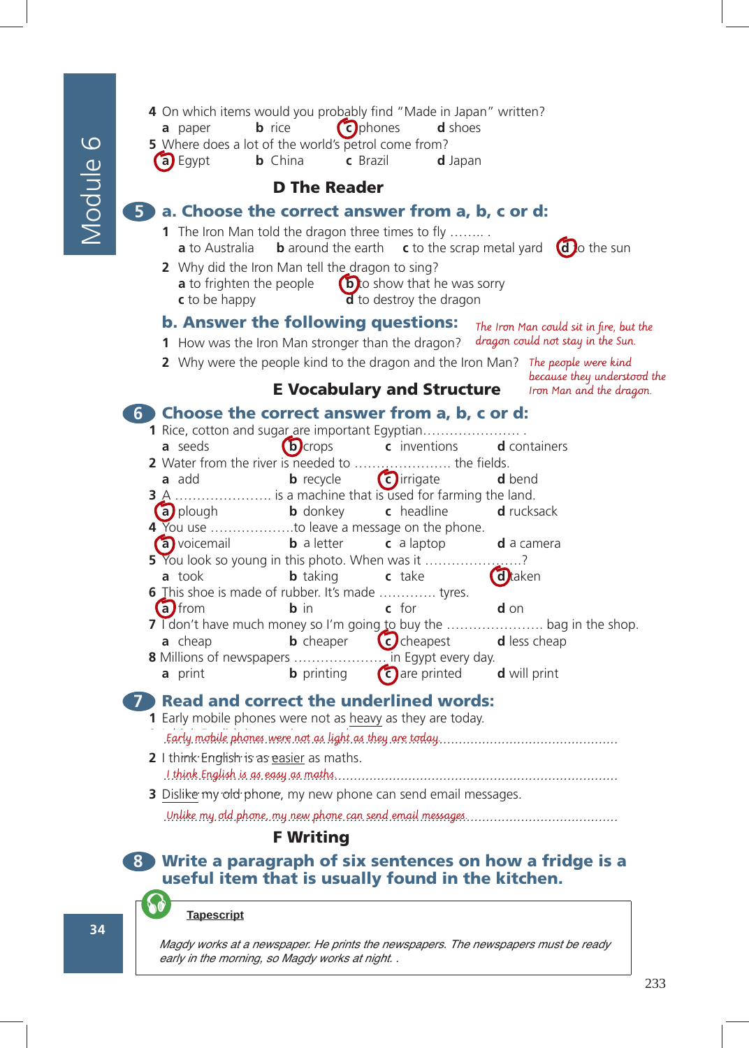4 On which items would you probably find "Made in Japan" written?
a paper b rice (c) phones d shoes

5 Where does a lot of the world's petrol come from?
(a) Egypt b China c Brazil d Japan

## D The Reader

## 5 a. Choose the correct answer from a, b, c or d:

1 The Iron Man told the dragon three times to fly …….. .
a to Australia b around the earth c to the scrap metal yard (d) to the sun

2 Why did the Iron Man tell the dragon to sing?
a to frighten the people (b) to show that he was sorry
c to be happy d to destroy the dragon

## b. Answer the following questions:

1 How was the Iron Man stronger than the dragon? *The Iron Man could sit in fire, but the dragon could not stay in the Sun.*

2 Why were the people kind to the dragon and the Iron Man? *The people were kind because they understood the Iron Man and the dragon.*

## E Vocabulary and Structure

## 6 Choose the correct answer from a, b, c or d:

1 Rice, cotton and sugar are important Egyptian…………………… .
a seeds (b) crops c inventions d containers

2 Water from the river is needed to …………………. the fields.
a add b recycle (c) irrigate d bend

3 A …………………. is a machine that is used for farming the land.
(a) plough b donkey c headline d rucksack

4 You use ……………….to leave a message on the phone.
(a) voicemail b a letter c a laptop d a camera

5 You look so young in this photo. When was it ………………….?
a took b taking c take (d) taken

6 This shoe is made of rubber. It's made ………… tyres.
(a) from b in c for d on

7 I don't have much money so I'm going to buy the …………………. bag in the shop.
a cheap b cheaper (c) cheapest d less cheap

8 Millions of newspapers …………………. in Egypt every day.
a print b printing (c) are printed d will print

## 7 Read and correct the underlined words:

1 Early mobile phones were not as heavy as they are today.
*Early mobile phones were not as light as they are today.*

2 I think English is as easier as maths.
*I think English is as easy as maths.*

3 Dislike my old phone, my new phone can send email messages.
*Unlike my old phone, my new phone can send email messages.*

## F Writing

## 8 Write a paragraph of six sentences on how a fridge is a useful item that is usually found in the kitchen.

**Tapescript**

*Magdy works at a newspaper. He prints the newspapers. The newspapers must be ready early in the morning, so Magdy works at night. .*